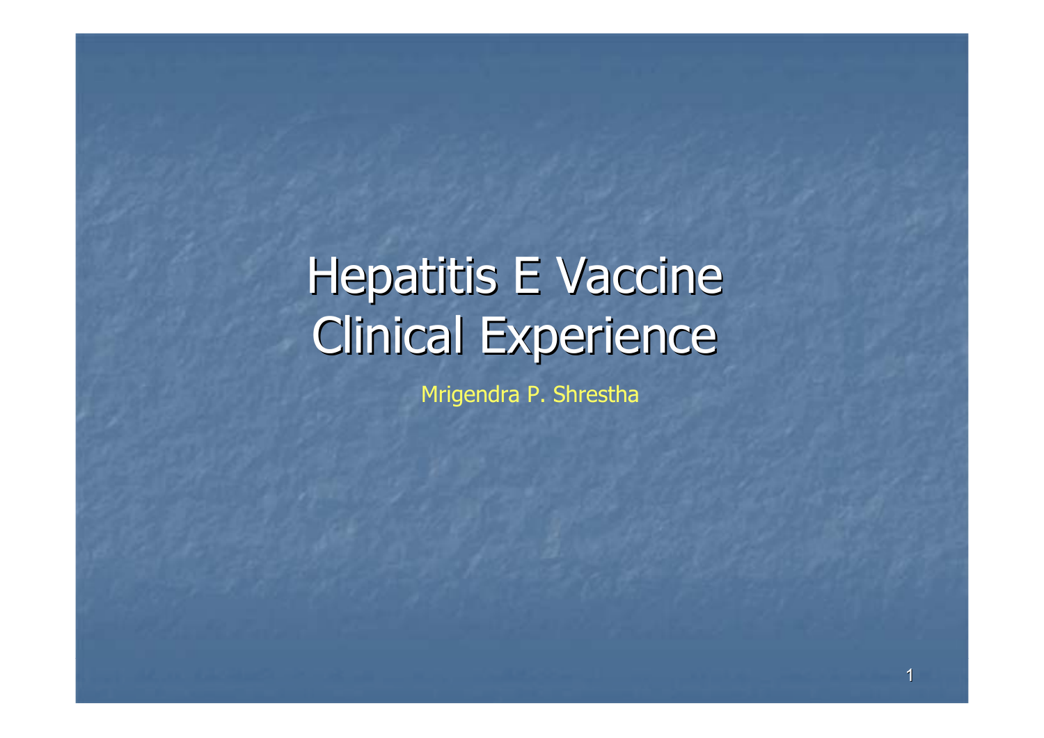# Hepatitis E Vaccine Clinical Experience

Mrigendra P. Shrestha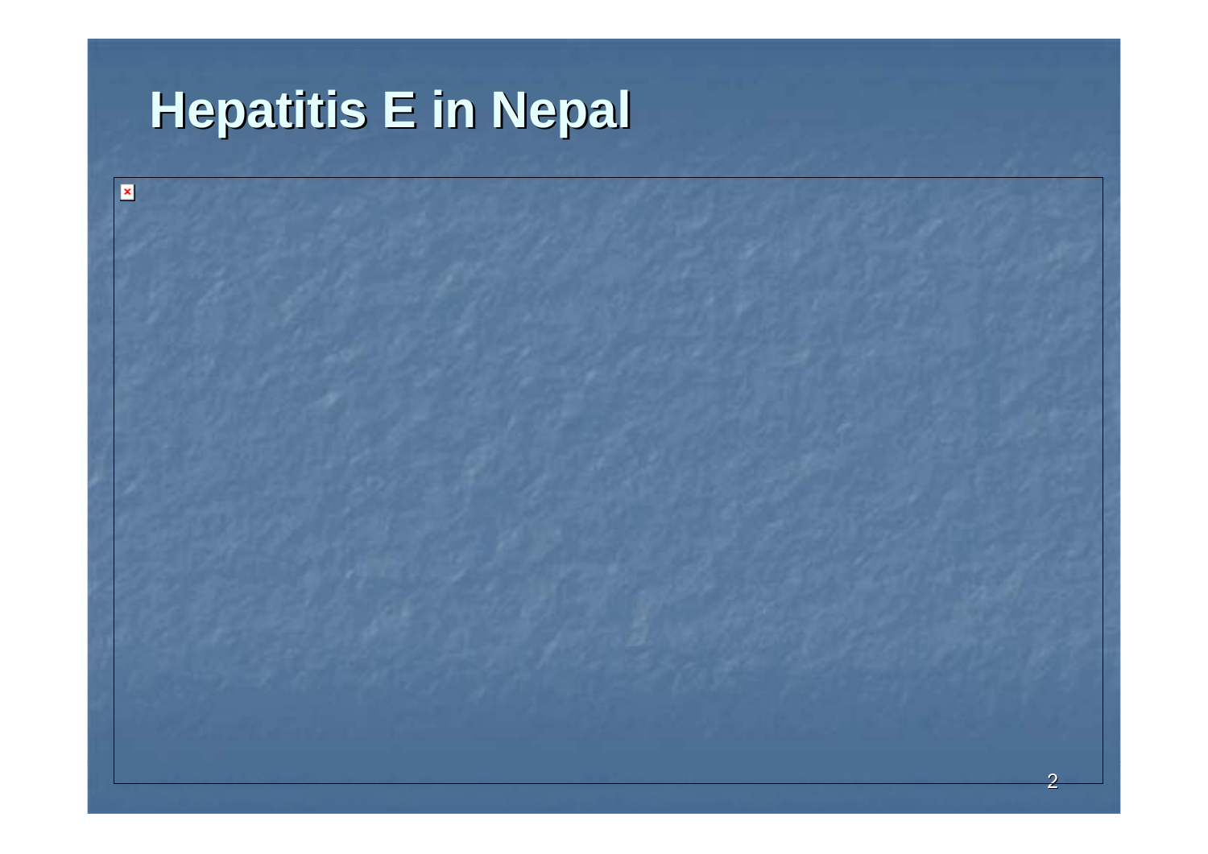# Hepatitis E in Nepal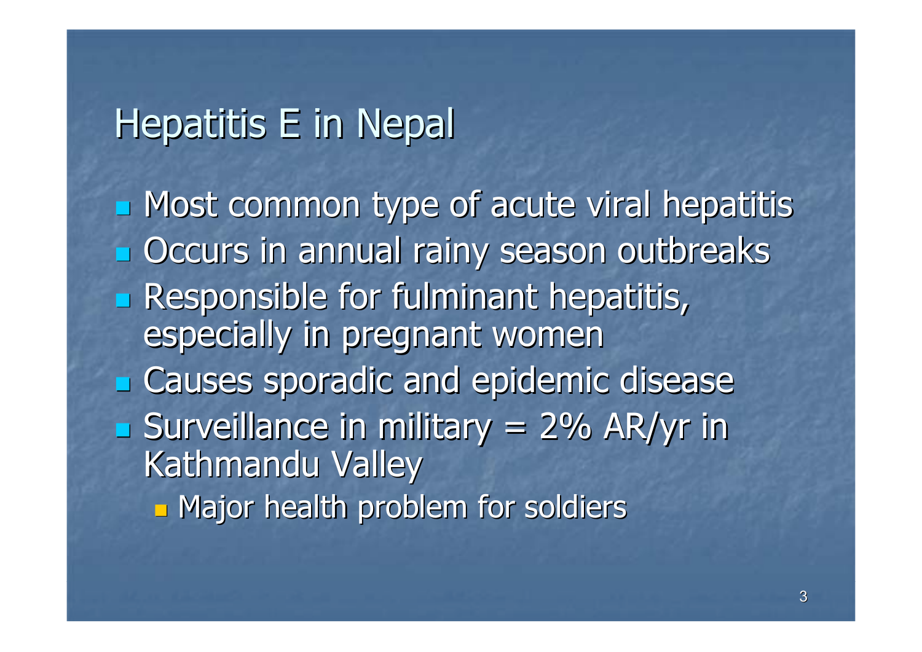# Hepatitis E in Nepal

- Most common type of acute viral hepatitis
- Occurs in annual rainy season outbreaks
- Responsible for fulminant hepatitis, especially in pregnant women
- Causes sporadic and epidemic disease
- Surveillance in military = 2% AR/yr in Kathmandu Valley
  - Major health problem for soldiers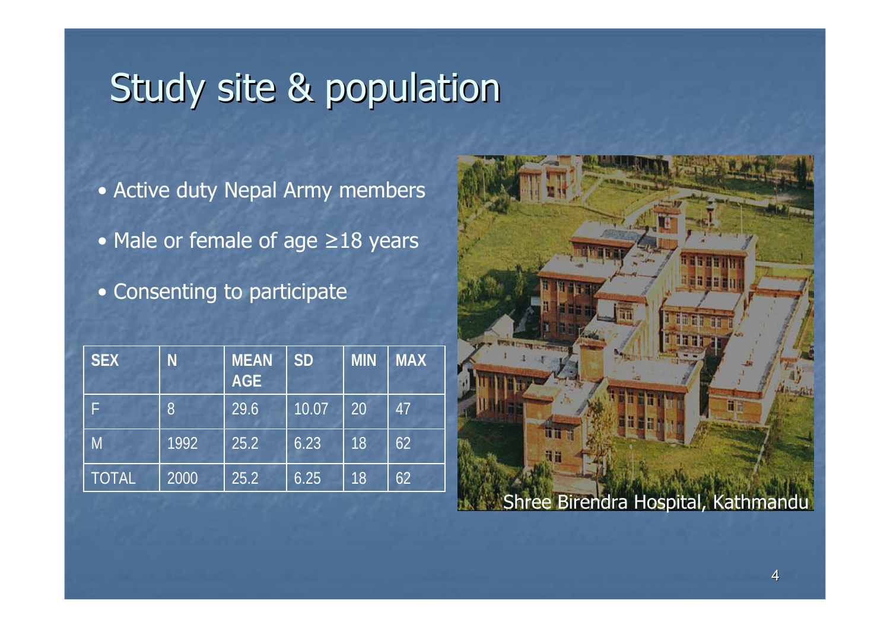# Study site & population

- Active duty Nepal Army members
- Male or female of age ≥18 years
- Consenting to participate

| SEX | N | MEAN AGE | SD | MIN | MAX |
|---|---|---|---|---|---|
| F | 8 | 29.6 | 10.07 | 20 | 47 |
| M | 1992 | 25.2 | 6.23 | 18 | 62 |
| TOTAL | 2000 | 25.2 | 6.25 | 18 | 62 |

Shree Birendra Hospital, Kathmandu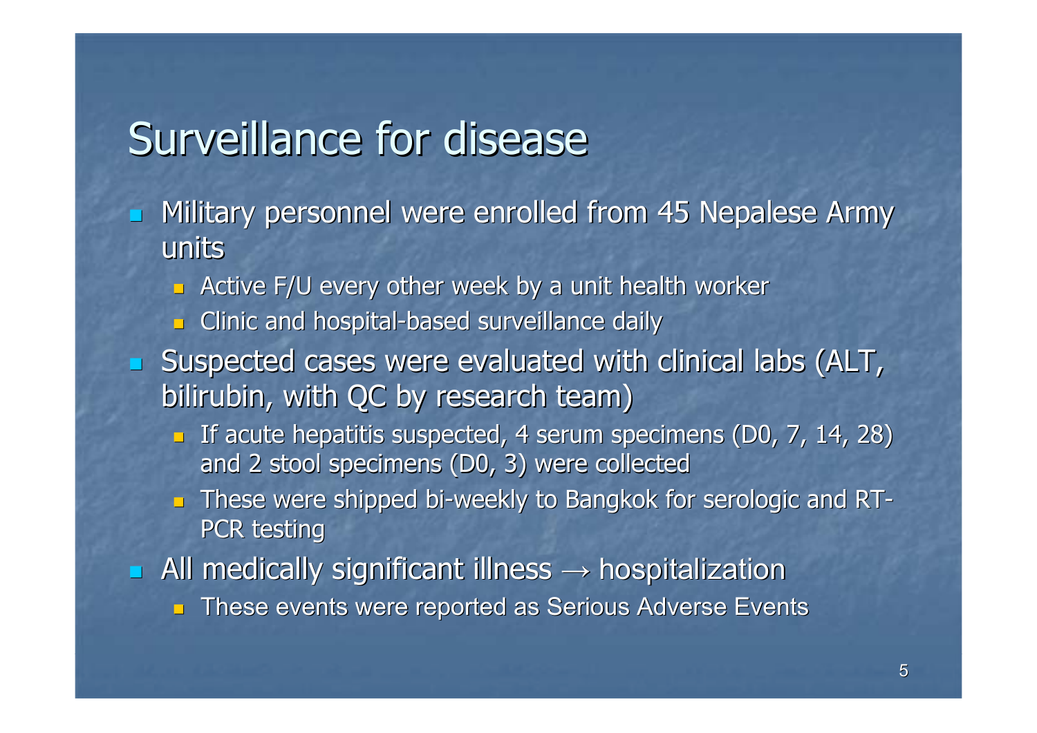# Surveillance for disease

- Military personnel were enrolled from 45 Nepalese Army units
  - Active F/U every other week by a unit health worker
  - Clinic and hospital-based surveillance daily
- Suspected cases were evaluated with clinical labs (ALT, bilirubin, with QC by research team)
  - If acute hepatitis suspected, 4 serum specimens (D0, 7, 14, 28) and 2 stool specimens (D0, 3) were collected
  - These were shipped bi-weekly to Bangkok for serologic and RT-PCR testing
- All medically significant illness → hospitalization
  - These events were reported as Serious Adverse Events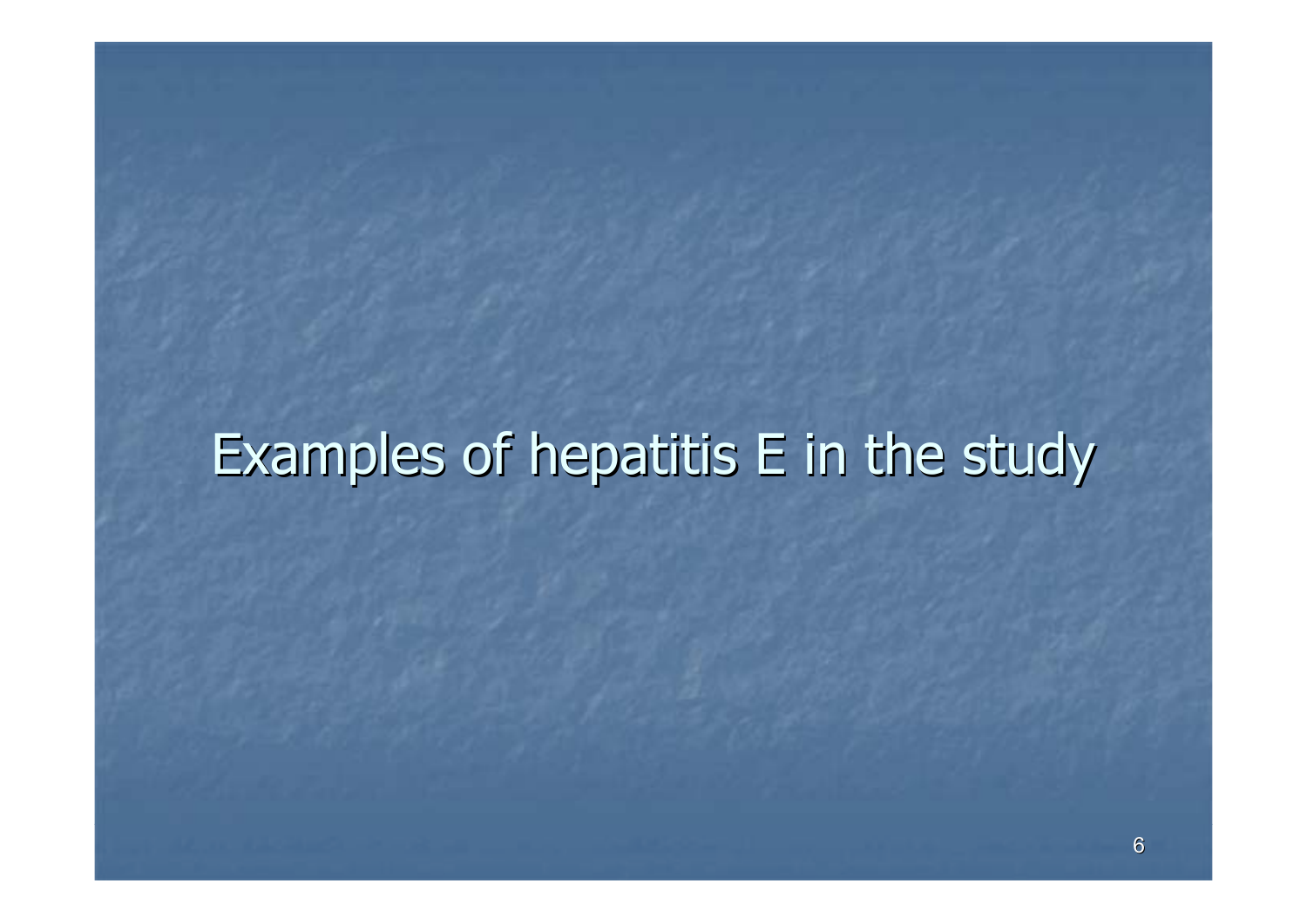# Examples of hepatitis E in the study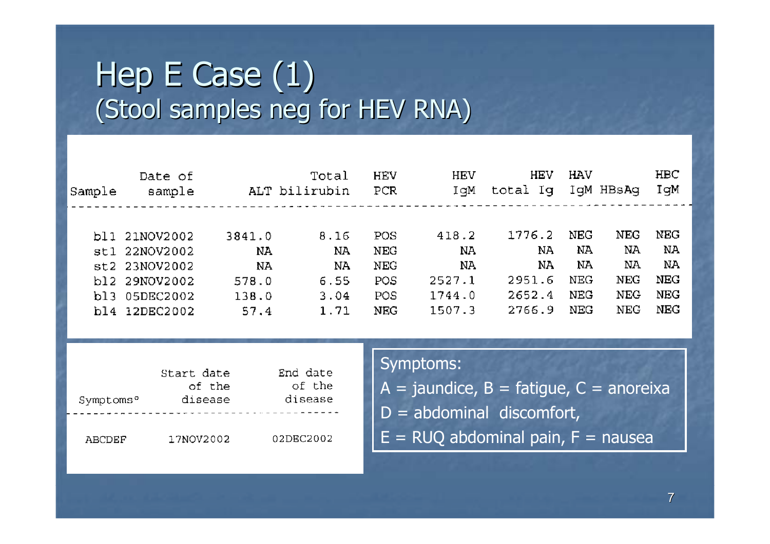# Hep E Case (1)

## (Stool samples neg for HEV RNA)

| Sample | Date of sample | ALT | Total bilirubin | HEV PCR | HEV IgM | HEV total Ig | HAV IgM | HBsAg | HBC IgM |
|---|---|---|---|---|---|---|---|---|---|
| bl1 | 21NOV2002 | 3841.0 | 8.16 | POS | 418.2 | 1776.2 | NEG | NEG | NEG |
| st1 | 22NOV2002 | NA | NA | NEG | NA | NA | NA | NA | NA |
| st2 | 23NOV2002 | NA | NA | NEG | NA | NA | NA | NA | NA |
| bl2 | 29NOV2002 | 578.0 | 6.55 | POS | 2527.1 | 2951.6 | NEG | NEG | NEG |
| bl3 | 05DEC2002 | 138.0 | 3.04 | POS | 1744.0 | 2652.4 | NEG | NEG | NEG |
| bl4 | 12DEC2002 | 57.4 | 1.71 | NEG | 1507.3 | 2766.9 | NEG | NEG | NEG |

| Symptoms° | Start date of the disease | End date of the disease |
|---|---|---|
| ABCDEF | 17NOV2002 | 02DEC2002 |

Symptoms:
A = jaundice, B = fatigue, C = anoreixa
D = abdominal discomfort,
E = RUQ abdominal pain, F = nausea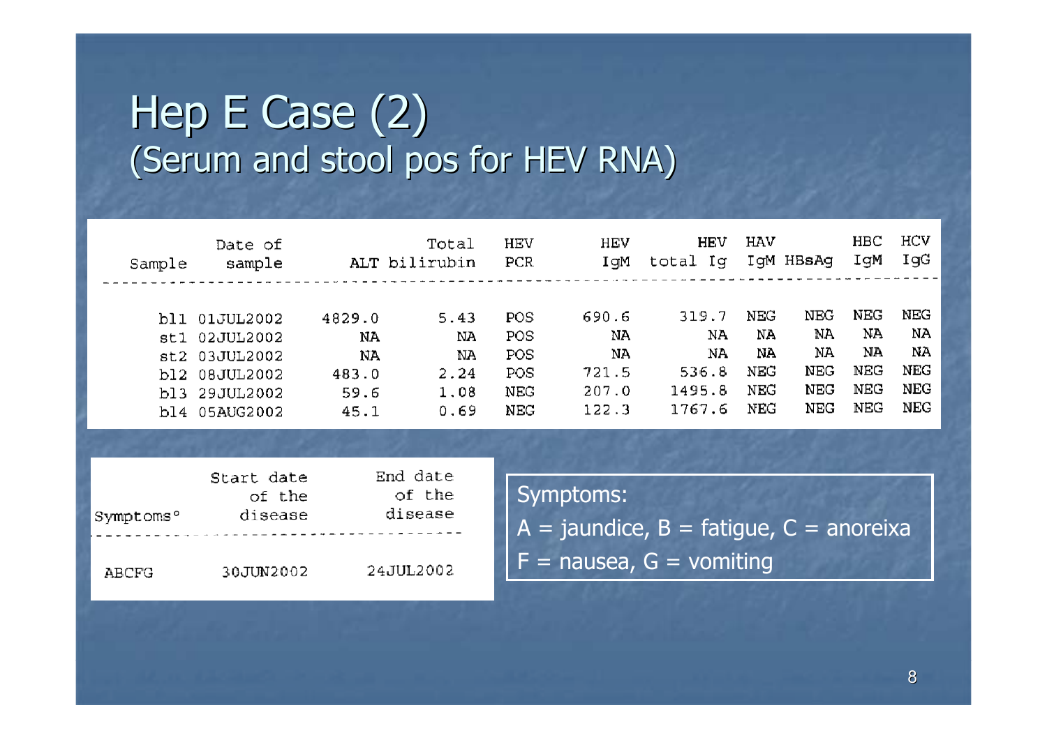# Hep E Case (2)

## (Serum and stool pos for HEV RNA)

| Sample | Date of sample | ALT | Total bilirubin | HEV PCR | HEV IgM | HEV total Ig | HAV IgM | HBsAg | HBC IgM | HCV IgG |
|---|---|---|---|---|---|---|---|---|---|---|
| bl1 | 01JUL2002 | 4829.0 | 5.43 | POS | 690.6 | 319.7 | NEG | NEG | NEG | NEG |
| st1 | 02JUL2002 | NA | NA | POS | NA | NA | NA | NA | NA | NA |
| st2 | 03JUL2002 | NA | NA | POS | NA | NA | NA | NA | NA | NA |
| bl2 | 08JUL2002 | 483.0 | 2.24 | POS | 721.5 | 536.8 | NEG | NEG | NEG | NEG |
| bl3 | 29JUL2002 | 59.6 | 1.08 | NEG | 207.0 | 1495.8 | NEG | NEG | NEG | NEG |
| bl4 | 05AUG2002 | 45.1 | 0.69 | NEG | 122.3 | 1767.6 | NEG | NEG | NEG | NEG |

| Symptoms° | Start date of the disease | End date of the disease |
|---|---|---|
| ABCFG | 30JUN2002 | 24JUL2002 |

Symptoms:
A = jaundice, B = fatigue, C = anoreixa
F = nausea, G = vomiting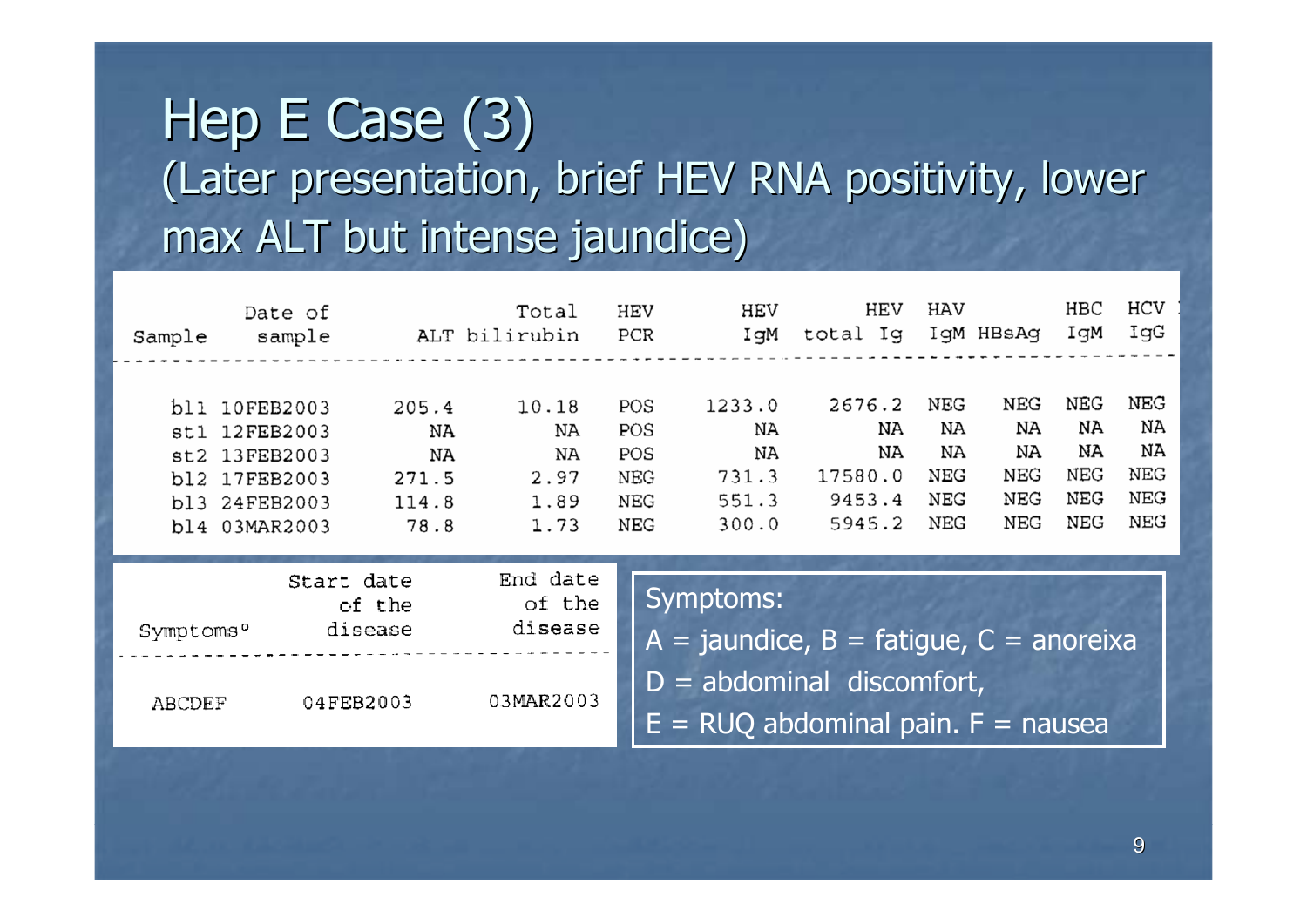# Hep E Case (3)

(Later presentation, brief HEV RNA positivity, lower max ALT but intense jaundice)

| Sample | Date of sample | ALT | Total bilirubin | HEV PCR | HEV IgM | HEV total Ig | HAV IgM | HBsAg | HBC IgM | HCV IgG |
|---|---|---|---|---|---|---|---|---|---|---|
| bl1 | 10FEB2003 | 205.4 | 10.18 | POS | 1233.0 | 2676.2 | NEG | NEG | NEG | NEG |
| st1 | 12FEB2003 | NA | NA | POS | NA | NA | NA | NA | NA | NA |
| st2 | 13FEB2003 | NA | NA | POS | NA | NA | NA | NA | NA | NA |
| bl2 | 17FEB2003 | 271.5 | 2.97 | NEG | 731.3 | 17580.0 | NEG | NEG | NEG | NEG |
| bl3 | 24FEB2003 | 114.8 | 1.89 | NEG | 551.3 | 9453.4 | NEG | NEG | NEG | NEG |
| bl4 | 03MAR2003 | 78.8 | 1.73 | NEG | 300.0 | 5945.2 | NEG | NEG | NEG | NEG |

| Symptoms° | Start date of the disease | End date of the disease |
|---|---|---|
| ABCDEF | 04FEB2003 | 03MAR2003 |

Symptoms:

A = jaundice, B = fatigue, C = anoreixa

D = abdominal discomfort,

E = RUQ abdominal pain. F = nausea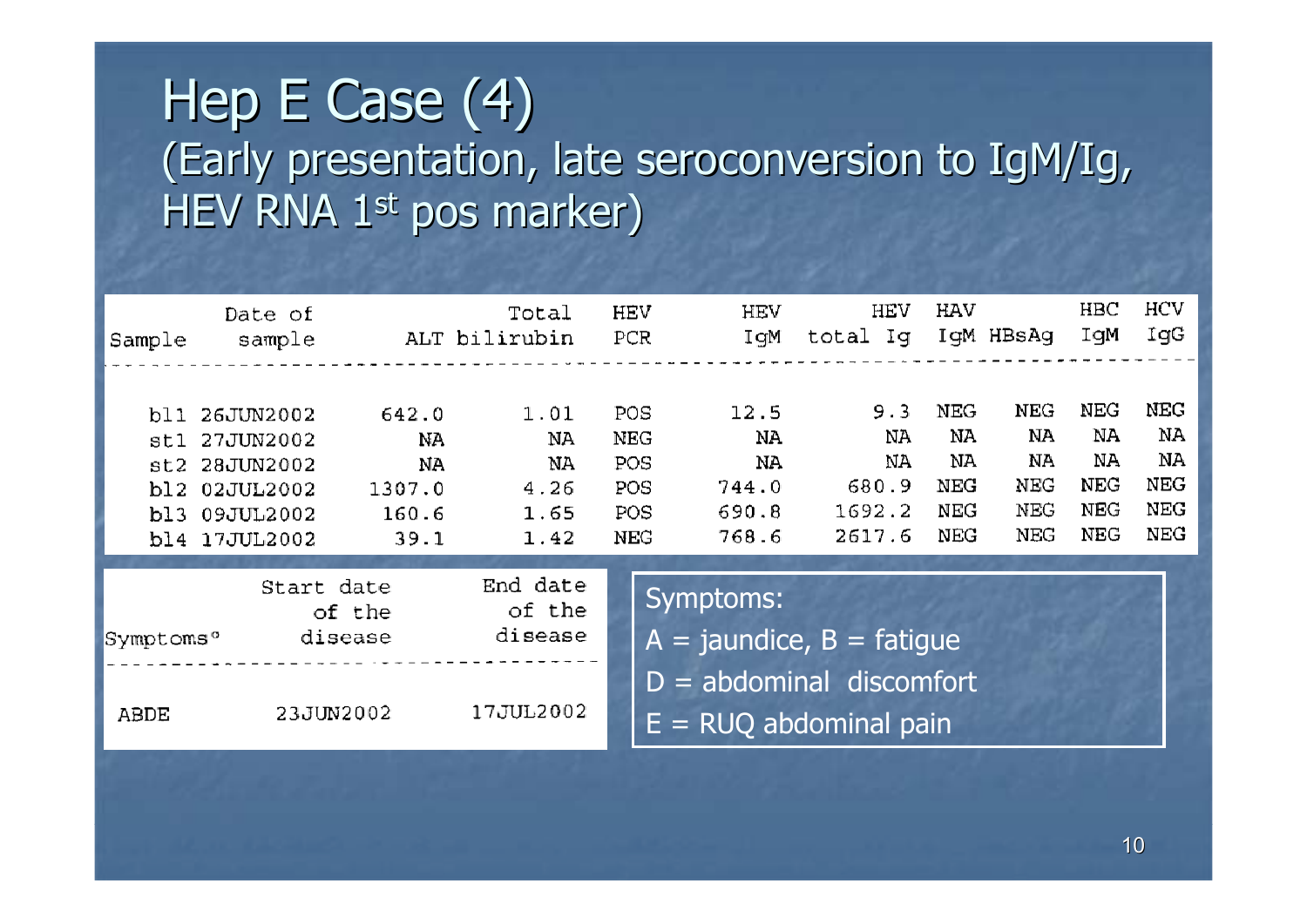# Hep E Case (4)

## (Early presentation, late seroconversion to IgM/Ig, HEV RNA 1st pos marker)

| Sample | Date of sample | ALT | Total bilirubin | HEV PCR | HEV IgM | HEV total Ig | HAV IgM | HBsAg | HBC IgM | HCV IgG |
|---|---|---|---|---|---|---|---|---|---|---|
| bl1 | 26JUN2002 | 642.0 | 1.01 | POS | 12.5 | 9.3 | NEG | NEG | NEG | NEG |
| st1 | 27JUN2002 | NA | NA | NEG | NA | NA | NA | NA | NA | NA |
| st2 | 28JUN2002 | NA | NA | POS | NA | NA | NA | NA | NA | NA |
| bl2 | 02JUL2002 | 1307.0 | 4.26 | POS | 744.0 | 680.9 | NEG | NEG | NEG | NEG |
| bl3 | 09JUL2002 | 160.6 | 1.65 | POS | 690.8 | 1692.2 | NEG | NEG | NEG | NEG |
| bl4 | 17JUL2002 | 39.1 | 1.42 | NEG | 768.6 | 2617.6 | NEG | NEG | NEG | NEG |

| Symptoms° | Start date of the disease | End date of the disease |
|---|---|---|
| ABDE | 23JUN2002 | 17JUL2002 |

Symptoms:

A = jaundice, B = fatigue

D = abdominal discomfort

E = RUQ abdominal pain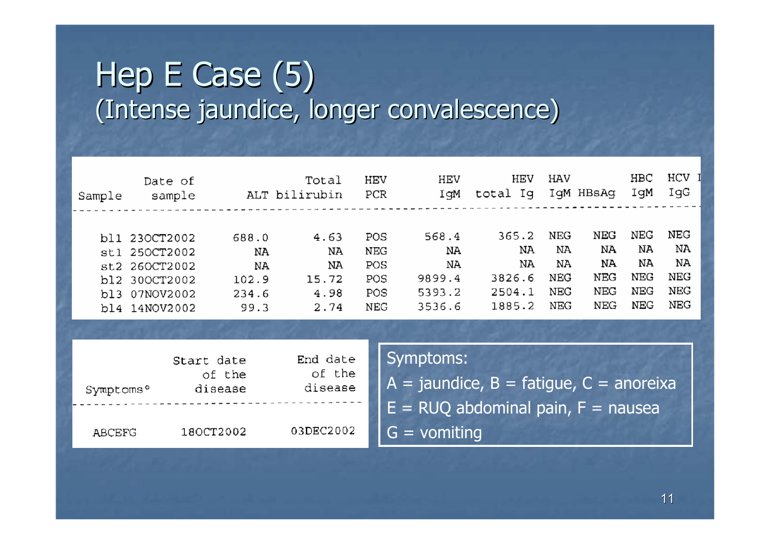# Hep E Case (5)

## (Intense jaundice, longer convalescence)

| Sample | Date of sample | ALT | Total bilirubin | HEV PCR | HEV IgM | HEV total Ig | HAV IgM | HBsAg | HBC IgM | HCV IgG |
|---|---|---|---|---|---|---|---|---|---|---|
| bl1 | 23OCT2002 | 688.0 | 4.63 | POS | 568.4 | 365.2 | NEG | NEG | NEG | NEG |
| st1 | 25OCT2002 | NA | NA | NEG | NA | NA | NA | NA | NA | NA |
| st2 | 26OCT2002 | NA | NA | POS | NA | NA | NA | NA | NA | NA |
| bl2 | 30OCT2002 | 102.9 | 15.72 | POS | 9899.4 | 3826.6 | NEG | NEG | NEG | NEG |
| bl3 | 07NOV2002 | 234.6 | 4.98 | POS | 5393.2 | 2504.1 | NEG | NEG | NEG | NEG |
| bl4 | 14NOV2002 | 99.3 | 2.74 | NEG | 3536.6 | 1885.2 | NEG | NEG | NEG | NEG |

| Symptoms° | Start date of the disease | End date of the disease |
|---|---|---|
| ABCEFG | 18OCT2002 | 03DEC2002 |

Symptoms:

A = jaundice, B = fatigue, C = anoreixa

E = RUQ abdominal pain, F = nausea

G = vomiting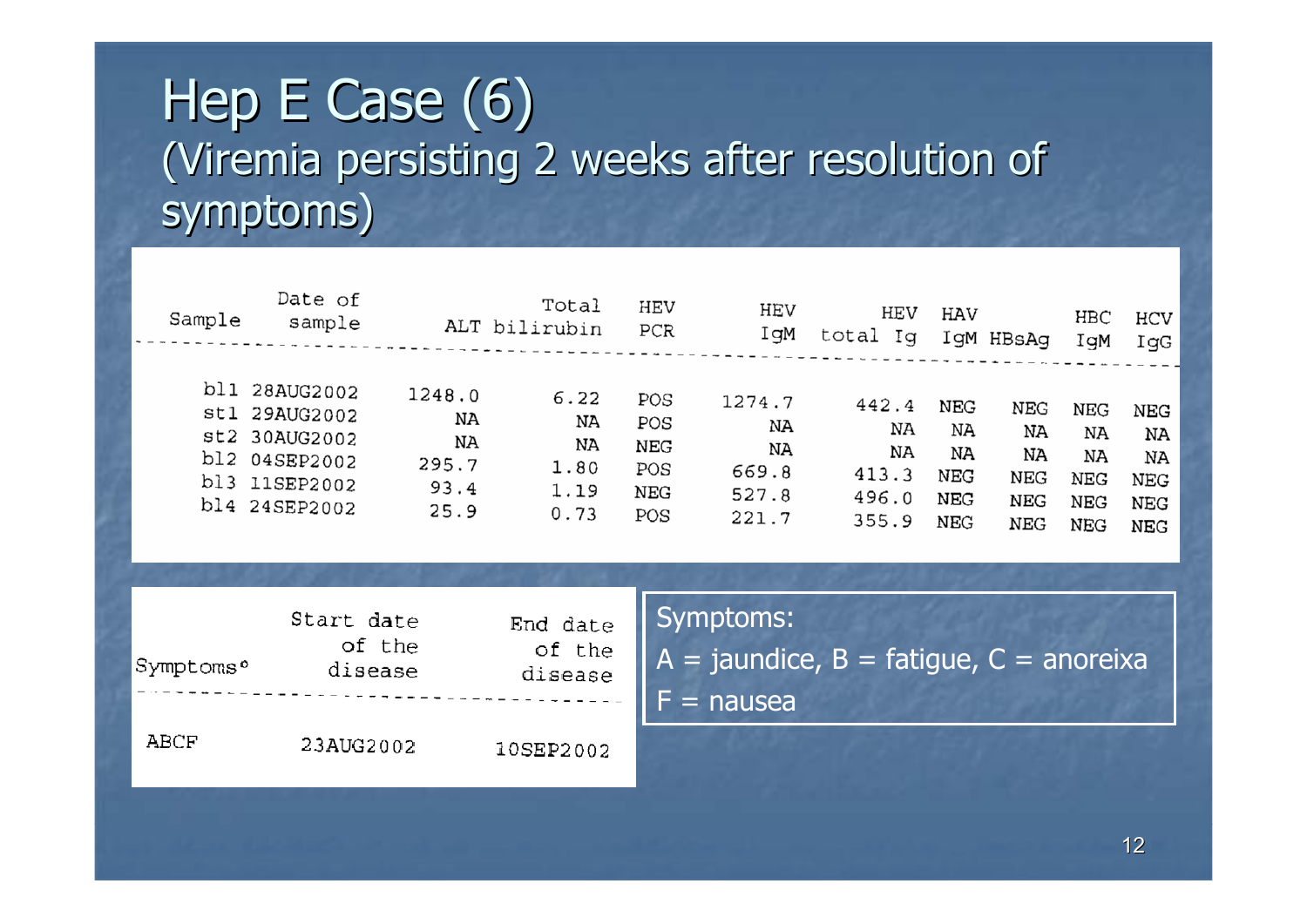# Hep E Case (6)

## (Viremia persisting 2 weeks after resolution of symptoms)

| Sample | Date of sample | ALT | Total bilirubin | HEV PCR | HEV IgM | HEV total Ig | HAV IgM | HBsAg | HBC IgM | HCV IgG |
|---|---|---|---|---|---|---|---|---|---|---|
| bl1 | 28AUG2002 | 1248.0 | 6.22 | POS | 1274.7 | 442.4 | NEG | NEG | NEG | NEG |
| st1 | 29AUG2002 | NA | NA | POS | NA | NA | NA | NA | NA | NA |
| st2 | 30AUG2002 | NA | NA | NEG | NA | NA | NA | NA | NA | NA |
| bl2 | 04SEP2002 | 295.7 | 1.80 | POS | 669.8 | 413.3 | NEG | NEG | NEG | NEG |
| bl3 | 11SEP2002 | 93.4 | 1.19 | NEG | 527.8 | 496.0 | NEG | NEG | NEG | NEG |
| bl4 | 24SEP2002 | 25.9 | 0.73 | POS | 221.7 | 355.9 | NEG | NEG | NEG | NEG |

| Symptoms° | Start date of the disease | End date of the disease |
|---|---|---|
| ABCF | 23AUG2002 | 10SEP2002 |

Symptoms:

A = jaundice, B = fatigue, C = anoreixa

F = nausea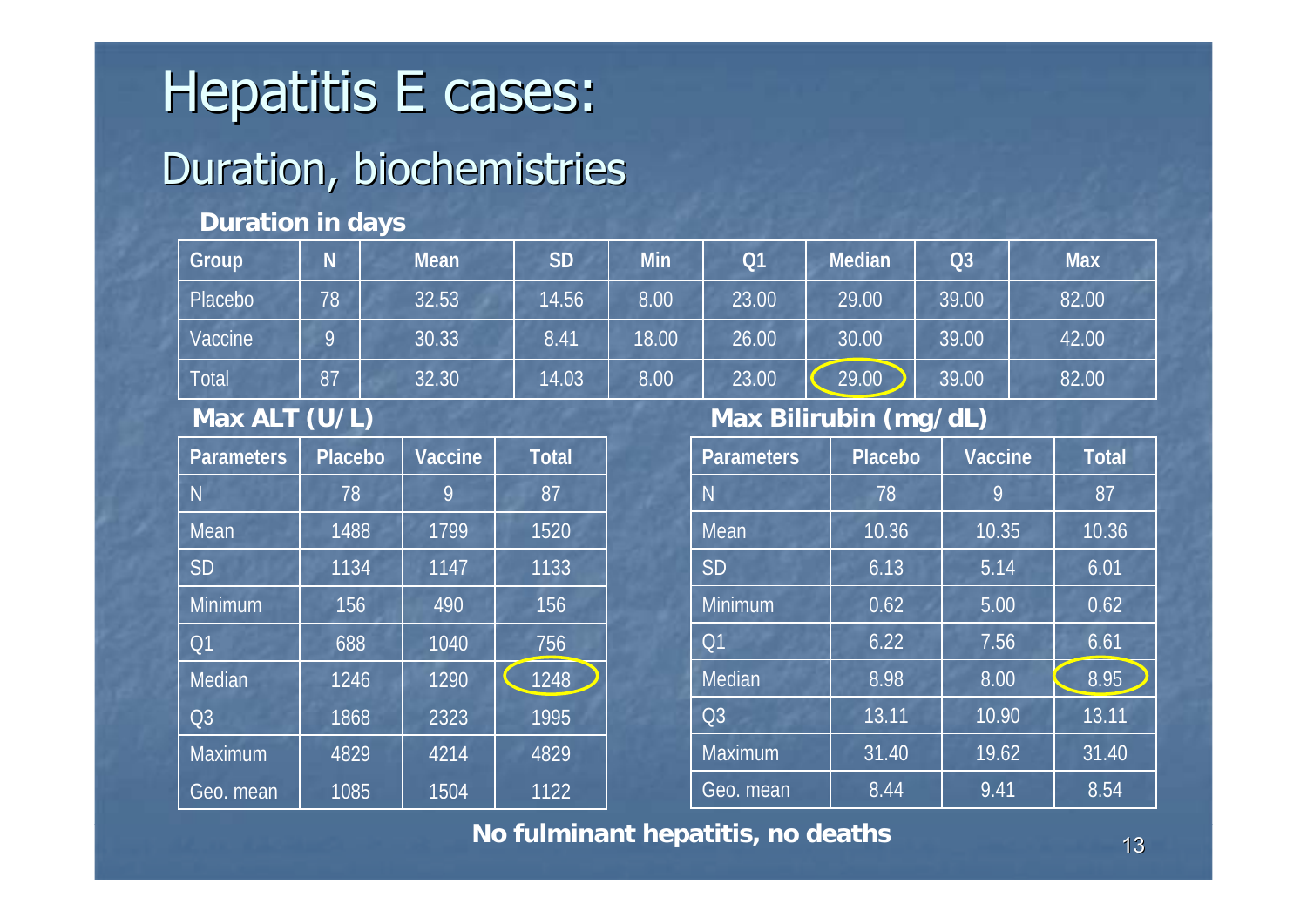# Hepatitis E cases:

## Duration, biochemistries

**Duration in days**

| Group | N | Mean | SD | Min | Q1 | Median | Q3 | Max |
|---|---|---|---|---|---|---|---|---|
| Placebo | 78 | 32.53 | 14.56 | 8.00 | 23.00 | 29.00 | 39.00 | 82.00 |
| Vaccine | 9 | 30.33 | 8.41 | 18.00 | 26.00 | 30.00 | 39.00 | 42.00 |
| Total | 87 | 32.30 | 14.03 | 8.00 | 23.00 | 29.00 | 39.00 | 82.00 |

**Max ALT (U/L)**

| Parameters | Placebo | Vaccine | Total |
|---|---|---|---|
| N | 78 | 9 | 87 |
| Mean | 1488 | 1799 | 1520 |
| SD | 1134 | 1147 | 1133 |
| Minimum | 156 | 490 | 156 |
| Q1 | 688 | 1040 | 756 |
| Median | 1246 | 1290 | 1248 |
| Q3 | 1868 | 2323 | 1995 |
| Maximum | 4829 | 4214 | 4829 |
| Geo. mean | 1085 | 1504 | 1122 |

**Max Bilirubin (mg/dL)**

| Parameters | Placebo | Vaccine | Total |
|---|---|---|---|
| N | 78 | 9 | 87 |
| Mean | 10.36 | 10.35 | 10.36 |
| SD | 6.13 | 5.14 | 6.01 |
| Minimum | 0.62 | 5.00 | 0.62 |
| Q1 | 6.22 | 7.56 | 6.61 |
| Median | 8.98 | 8.00 | 8.95 |
| Q3 | 13.11 | 10.90 | 13.11 |
| Maximum | 31.40 | 19.62 | 31.40 |
| Geo. mean | 8.44 | 9.41 | 8.54 |

**No fulminant hepatitis, no deaths**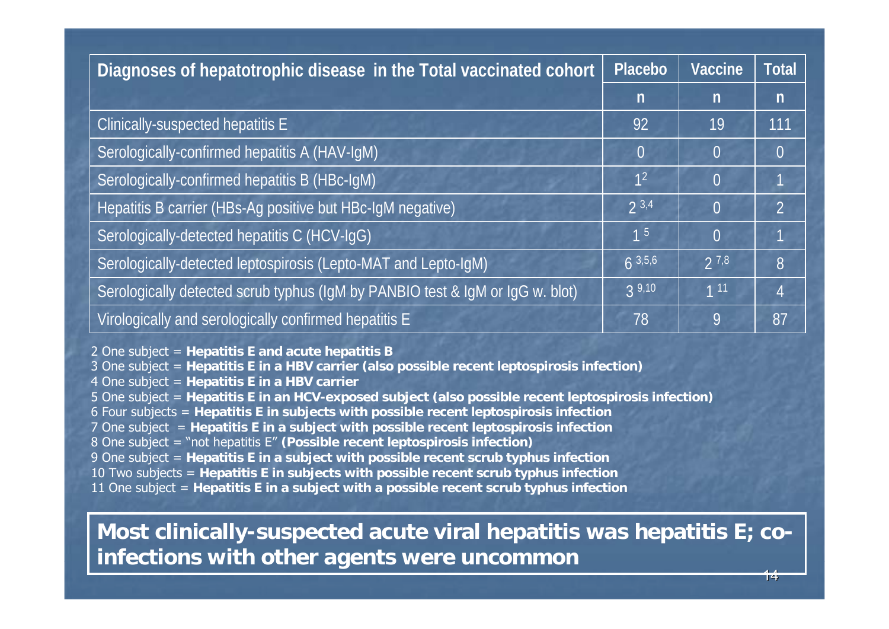| Diagnoses of hepatotrophic disease in the Total vaccinated cohort | Placebo | Vaccine | Total |
|---|---|---|---|
| | n | n | n |
| Clinically-suspected hepatitis E | 92 | 19 | 111 |
| Serologically-confirmed hepatitis A (HAV-IgM) | 0 | 0 | 0 |
| Serologically-confirmed hepatitis B (HBc-IgM) | 1[2] | 0 | 1 |
| Hepatitis B carrier (HBs-Ag positive but HBc-IgM negative) | 2 [3,4] | 0 | 2 |
| Serologically-detected hepatitis C (HCV-IgG) | 1 [5] | 0 | 1 |
| Serologically-detected leptospirosis (Lepto-MAT and Lepto-IgM) | 6 [3,5,6] | 2 [7,8] | 8 |
| Serologically detected scrub typhus (IgM by PANBIO test & IgM or IgG w. blot) | 3 [9,10] | 1 [11] | 4 |
| Virologically and serologically confirmed hepatitis E | 78 | 9 | 87 |

2 One subject = **Hepatitis E and acute hepatitis B**
3 One subject = **Hepatitis E in a HBV carrier (also possible recent leptospirosis infection)**
4 One subject = **Hepatitis E in a HBV carrier**
5 One subject = **Hepatitis E in an HCV-exposed subject (also possible recent leptospirosis infection)**
6 Four subjects = **Hepatitis E in subjects with possible recent leptospirosis infection**
7 One subject = **Hepatitis E in a subject with possible recent leptospirosis infection**
8 One subject = "not hepatitis E" **(Possible recent leptospirosis infection)**
9 One subject = **Hepatitis E in a subject with possible recent scrub typhus infection**
10 Two subjects = **Hepatitis E in subjects with possible recent scrub typhus infection**
11 One subject = **Hepatitis E in a subject with a possible recent scrub typhus infection**

**Most clinically-suspected acute viral hepatitis was hepatitis E; co-infections with other agents were uncommon**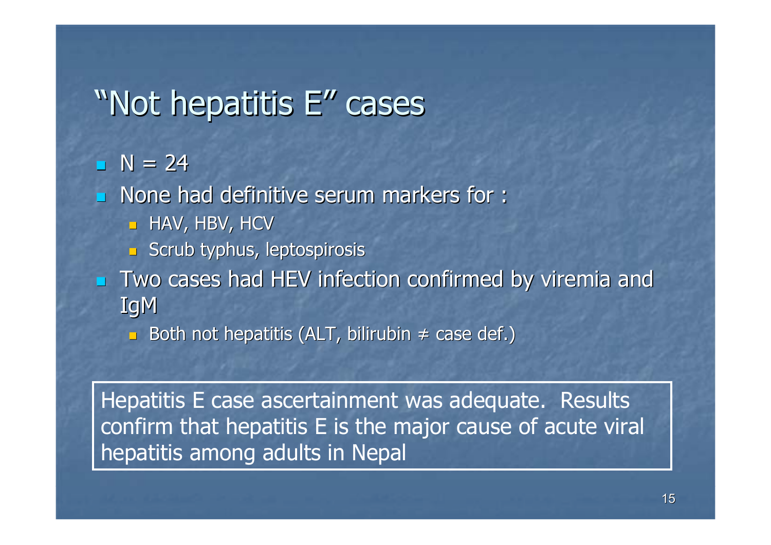# "Not hepatitis E" cases

- N = 24
- None had definitive serum markers for :
  - HAV, HBV, HCV
  - Scrub typhus, leptospirosis
- Two cases had HEV infection confirmed by viremia and IgM
  - Both not hepatitis (ALT, bilirubin ≠ case def.)

Hepatitis E case ascertainment was adequate. Results confirm that hepatitis E is the major cause of acute viral hepatitis among adults in Nepal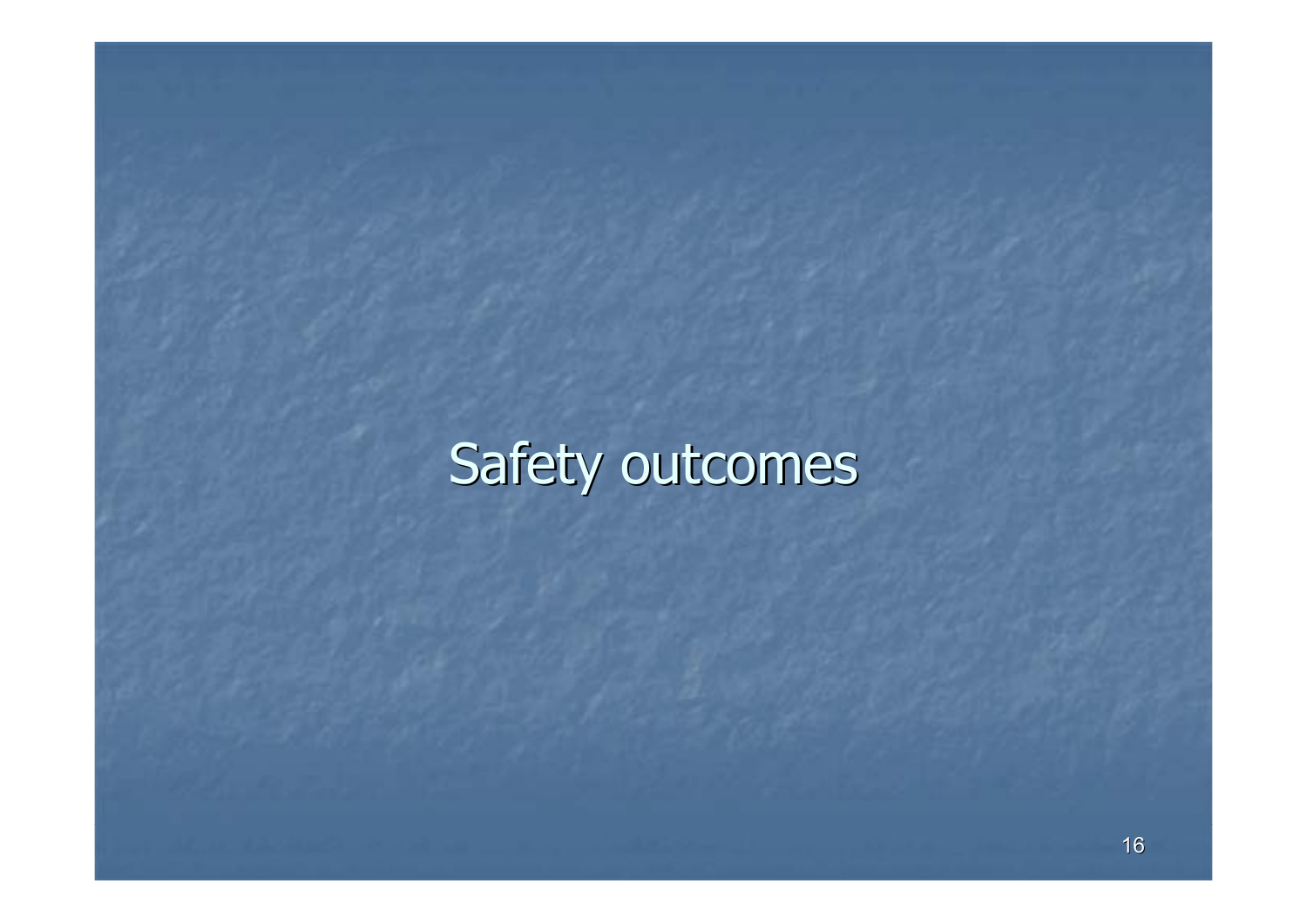# Safety outcomes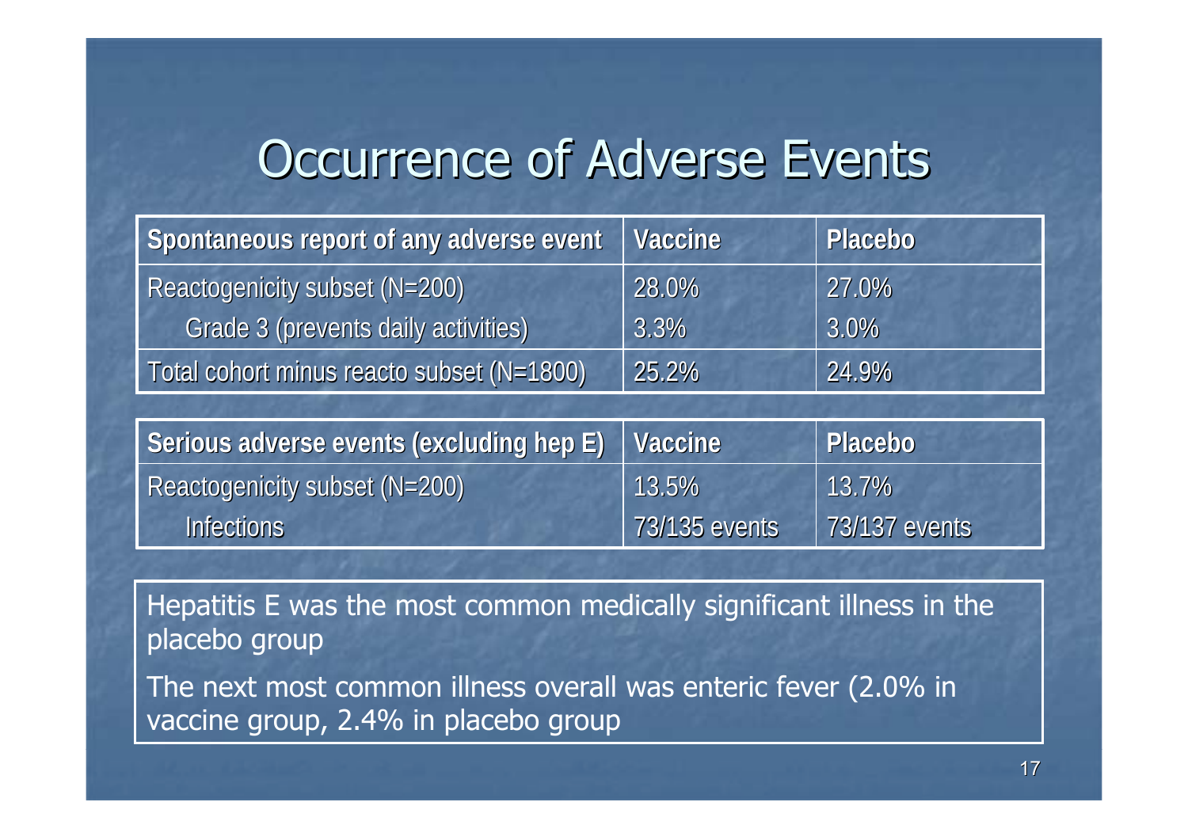# Occurrence of Adverse Events

| Spontaneous report of any adverse event | Vaccine | Placebo |
|---|---|---|
| Reactogenicity subset (N=200) | 28.0% | 27.0% |
| Grade 3 (prevents daily activities) | 3.3% | 3.0% |
| Total cohort minus reacto subset (N=1800) | 25.2% | 24.9% |

| Serious adverse events (excluding hep E) | Vaccine | Placebo |
|---|---|---|
| Reactogenicity subset (N=200) | 13.5% | 13.7% |
| Infections | 73/135 events | 73/137 events |

Hepatitis E was the most common medically significant illness in the placebo group

The next most common illness overall was enteric fever (2.0% in vaccine group, 2.4% in placebo group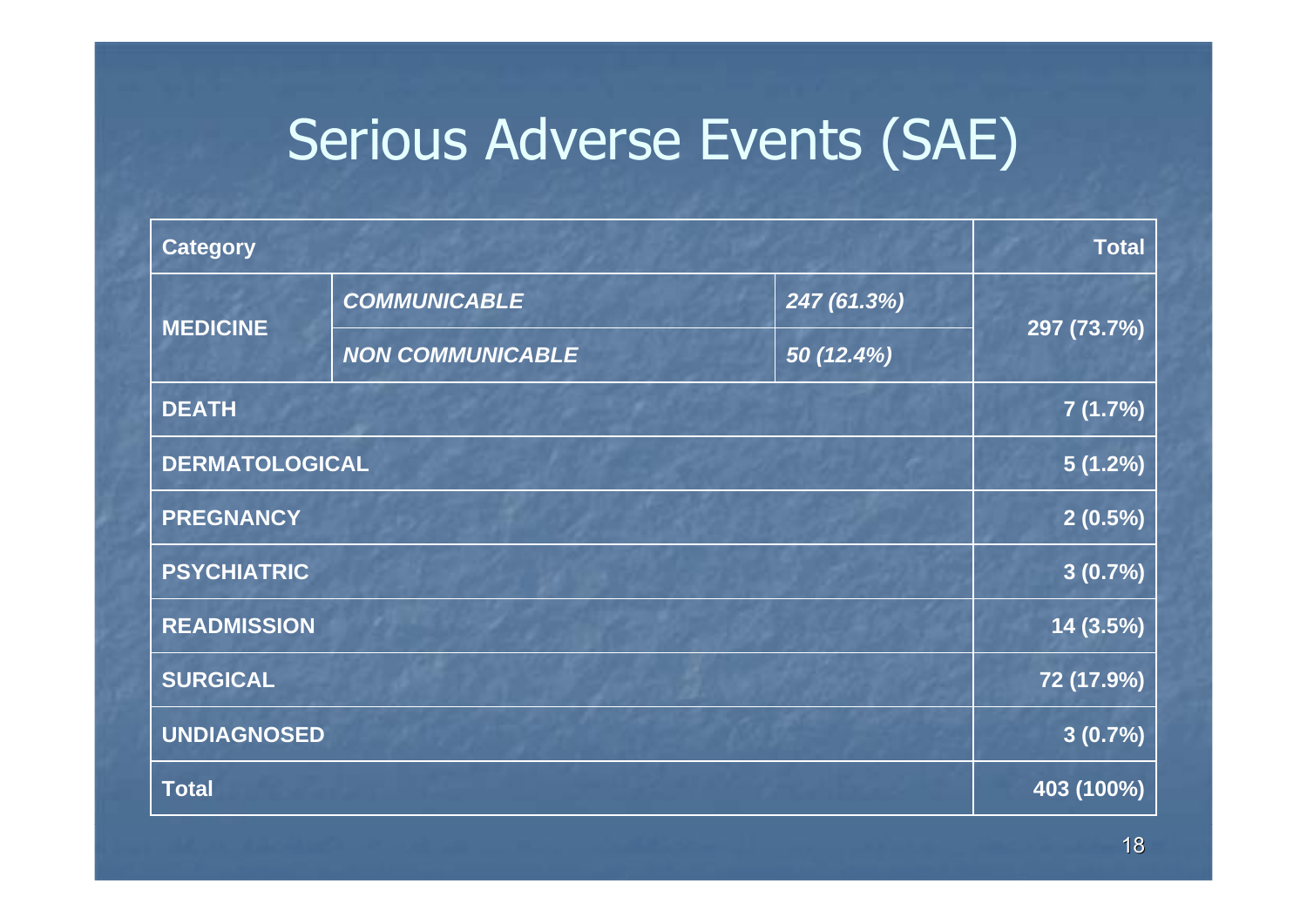# Serious Adverse Events (SAE)

| Category | | | Total |
|---|---|---|---|
| MEDICINE | *COMMUNICABLE* | *247 (61.3%)* | 297 (73.7%) |
| | *NON COMMUNICABLE* | *50 (12.4%)* | |
| DEATH | | | 7 (1.7%) |
| DERMATOLOGICAL | | | 5 (1.2%) |
| PREGNANCY | | | 2 (0.5%) |
| PSYCHIATRIC | | | 3 (0.7%) |
| READMISSION | | | 14 (3.5%) |
| SURGICAL | | | 72 (17.9%) |
| UNDIAGNOSED | | | 3 (0.7%) |
| Total | | | 403 (100%) |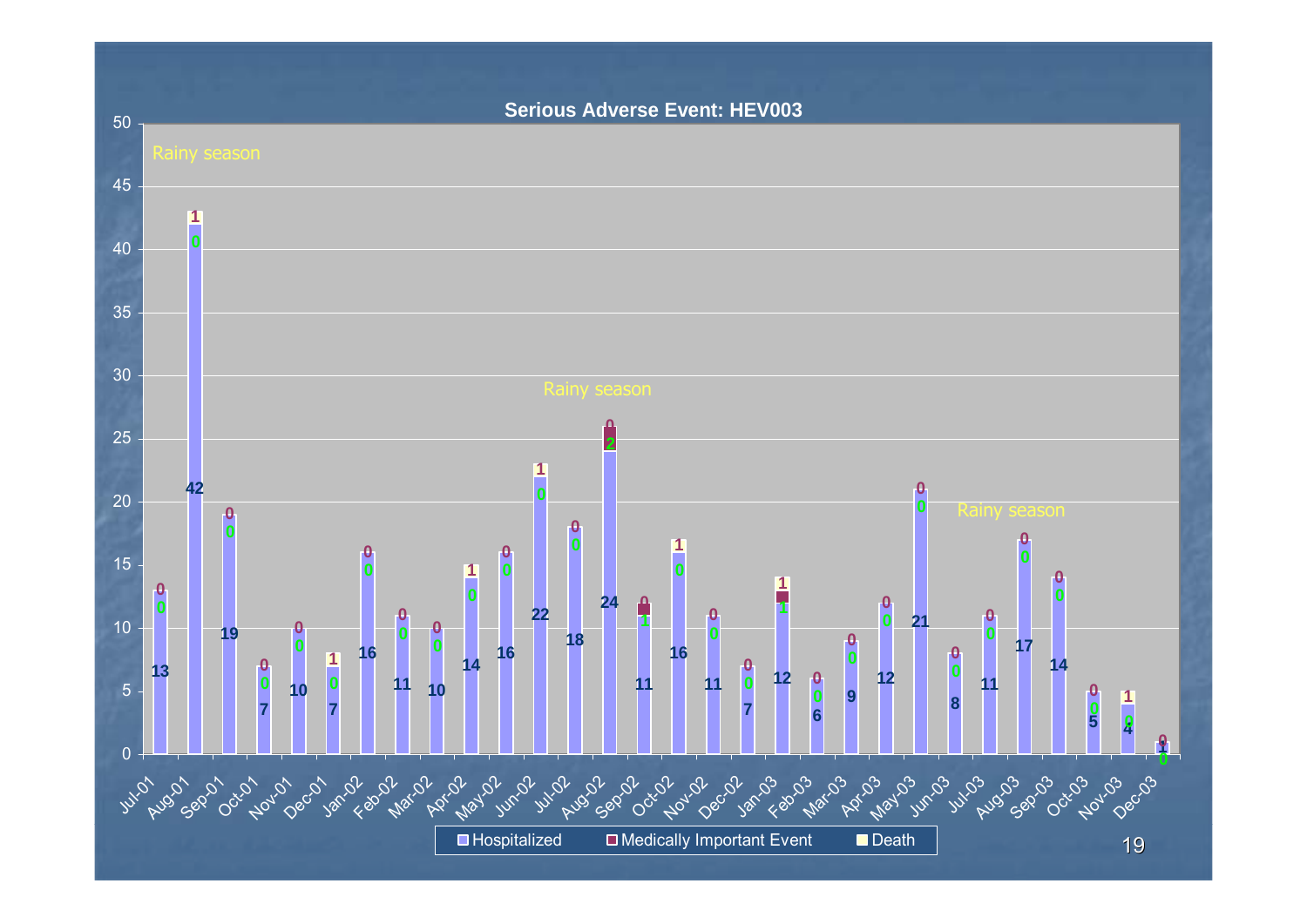## Serious Adverse Event: HEV003

| Month | Hospitalized | Medically Important Event | Death |
|---|---|---|---|
| Jul-01 | 13 | 0 | 0 |
| Aug-01 | 42 | 0 | 1 |
| Sep-01 | 19 | 0 | 0 |
| Oct-01 | 7 | 0 | 0 |
| Nov-01 | 10 | 0 | 0 |
| Dec-01 | 7 | 0 | 1 |
| Jan-02 | 16 | 0 | 0 |
| Feb-02 | 11 | 0 | 0 |
| Mar-02 | 10 | 0 | 0 |
| Apr-02 | 14 | 0 | 1 |
| May-02 | 16 | 0 | 0 |
| Jun-02 | 22 | 0 | 1 |
| Jul-02 | 18 | 0 | 0 |
| Aug-02 | 24 | 2 | 0 |
| Sep-02 | 11 | 1 | 0 |
| Oct-02 | 16 | 0 | 1 |
| Nov-02 | 11 | 0 | 0 |
| Dec-02 | 7 | 0 | 0 |
| Jan-03 | 12 | 1 | 1 |
| Feb-03 | 6 | 0 | 0 |
| Mar-03 | 9 | 0 | 0 |
| Apr-03 | 12 | 0 | 0 |
| May-03 | 21 | 0 | 0 |
| Jun-03 | 8 | 0 | 0 |
| Jul-03 | 11 | 0 | 0 |
| Aug-03 | 17 | 0 | 0 |
| Sep-03 | 14 | 0 | 0 |
| Oct-03 | 5 | 0 | 0 |
| Nov-03 | 4 | 0 | 1 |
| Dec-03 | 1 | 0 | 0 |

Rainy season (annotated at Jul-01 – Aug-01, Jun-02 – Aug-02, and Jun-03 – Aug-03)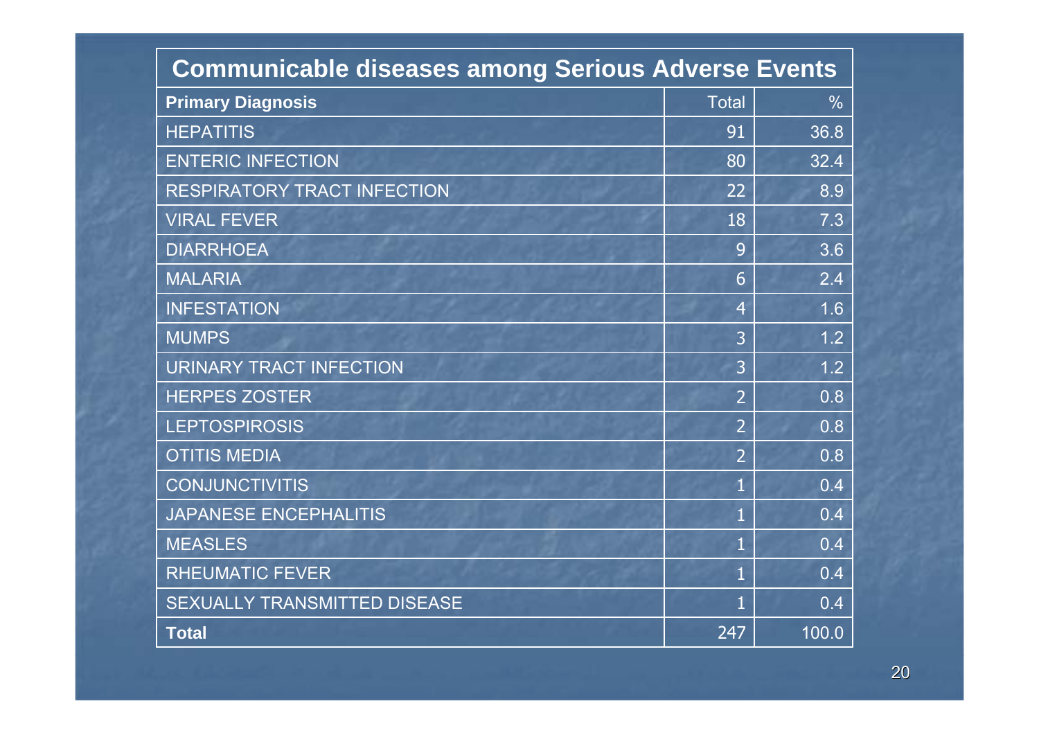## Communicable diseases among Serious Adverse Events

| Primary Diagnosis | Total | % |
|---|---|---|
| HEPATITIS | 91 | 36.8 |
| ENTERIC INFECTION | 80 | 32.4 |
| RESPIRATORY TRACT INFECTION | 22 | 8.9 |
| VIRAL FEVER | 18 | 7.3 |
| DIARRHOEA | 9 | 3.6 |
| MALARIA | 6 | 2.4 |
| INFESTATION | 4 | 1.6 |
| MUMPS | 3 | 1.2 |
| URINARY TRACT INFECTION | 3 | 1.2 |
| HERPES ZOSTER | 2 | 0.8 |
| LEPTOSPIROSIS | 2 | 0.8 |
| OTITIS MEDIA | 2 | 0.8 |
| CONJUNCTIVITIS | 1 | 0.4 |
| JAPANESE ENCEPHALITIS | 1 | 0.4 |
| MEASLES | 1 | 0.4 |
| RHEUMATIC FEVER | 1 | 0.4 |
| SEXUALLY TRANSMITTED DISEASE | 1 | 0.4 |
| **Total** | 247 | 100.0 |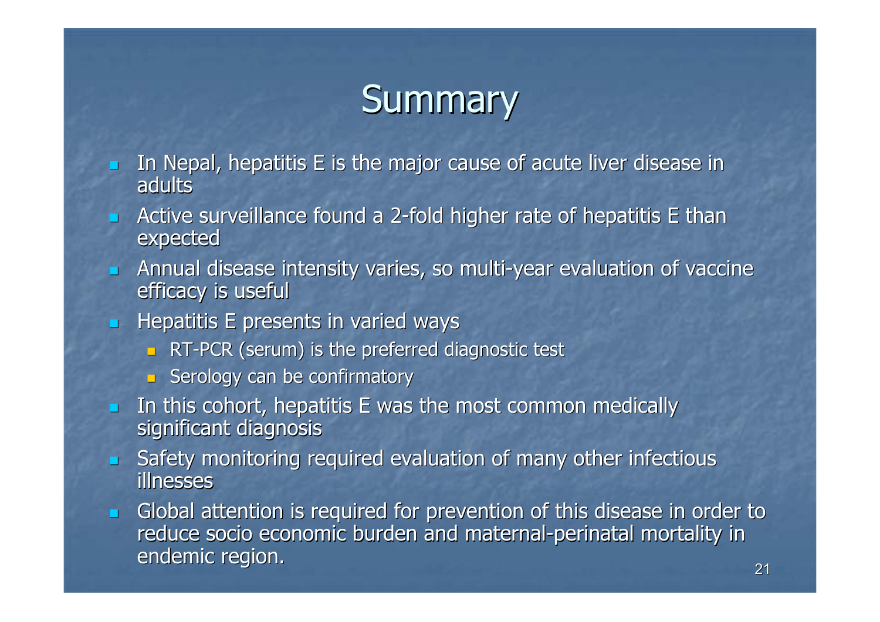# Summary

- In Nepal, hepatitis E is the major cause of acute liver disease in adults
- Active surveillance found a 2-fold higher rate of hepatitis E than expected
- Annual disease intensity varies, so multi-year evaluation of vaccine efficacy is useful
- Hepatitis E presents in varied ways
  - RT-PCR (serum) is the preferred diagnostic test
  - Serology can be confirmatory
- In this cohort, hepatitis E was the most common medically significant diagnosis
- Safety monitoring required evaluation of many other infectious illnesses
- Global attention is required for prevention of this disease in order to reduce socio economic burden and maternal-perinatal mortality in endemic region.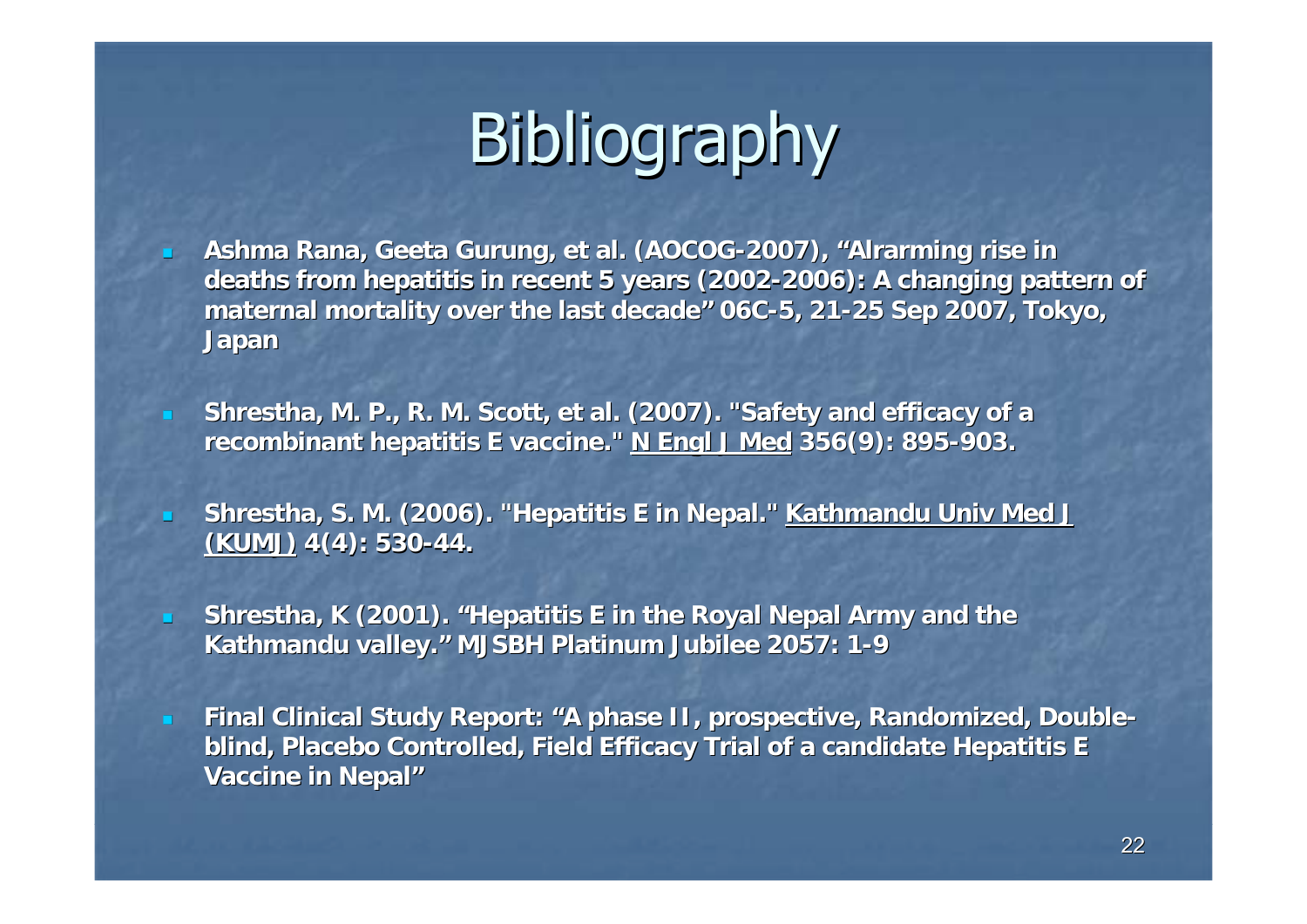# Bibliography

- **Ashma Rana, Geeta Gurung, et al. (AOCOG-2007), "Alrarming rise in deaths from hepatitis in recent 5 years (2002-2006): A changing pattern of maternal mortality over the last decade" 06C-5, 21-25 Sep 2007, Tokyo, Japan**
- **Shrestha, M. P., R. M. Scott, et al. (2007). "Safety and efficacy of a recombinant hepatitis E vaccine." N Engl J Med 356(9): 895-903.**
- **Shrestha, S. M. (2006). "Hepatitis E in Nepal." Kathmandu Univ Med J (KUMJ) 4(4): 530-44.**
- **Shrestha, K (2001). "Hepatitis E in the Royal Nepal Army and the Kathmandu valley." MJSBH Platinum Jubilee 2057: 1-9**
- **Final Clinical Study Report: "A phase II, prospective, Randomized, Double-blind, Placebo Controlled, Field Efficacy Trial of a candidate Hepatitis E Vaccine in Nepal"**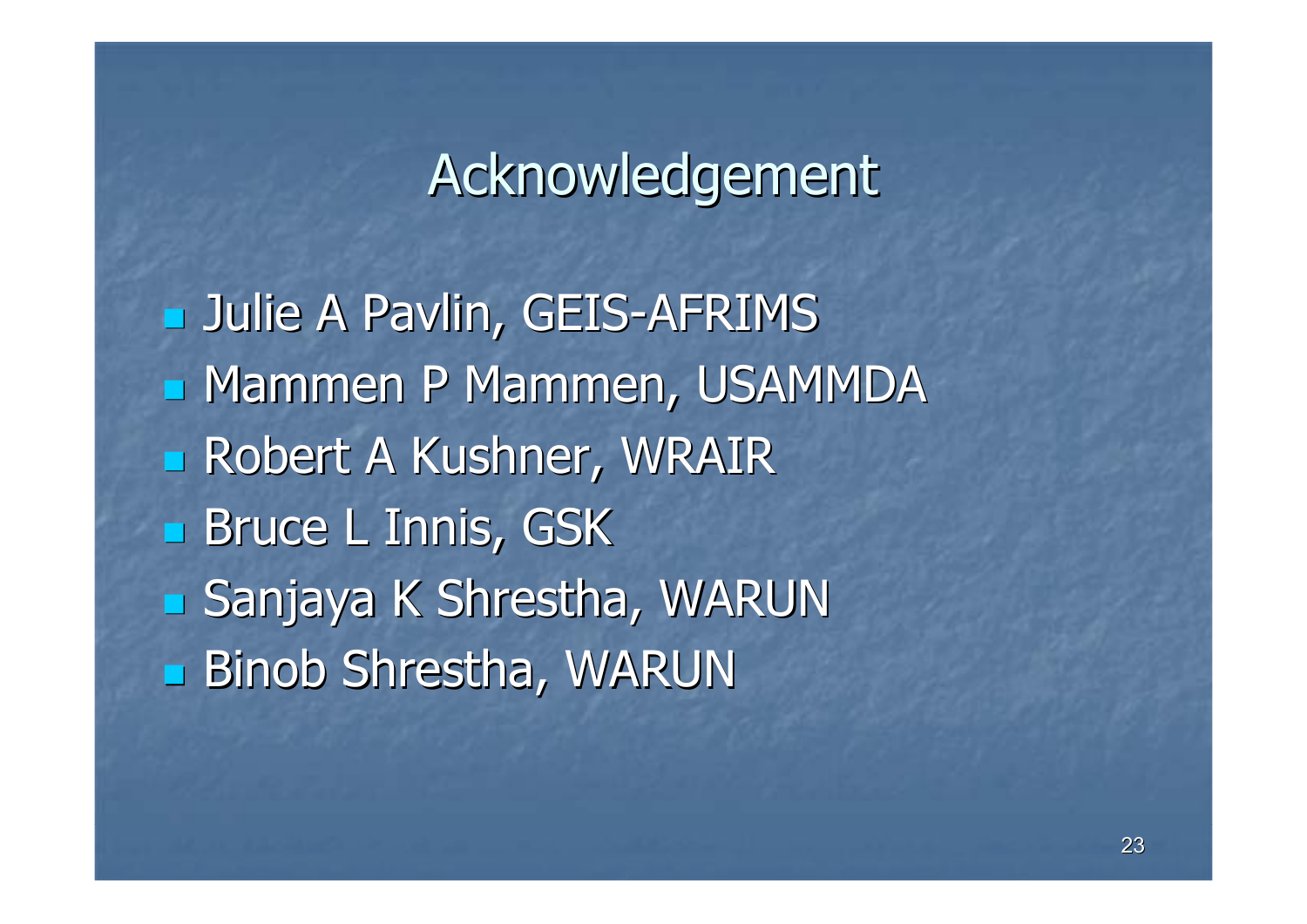# Acknowledgement

- Julie A Pavlin, GEIS-AFRIMS
- Mammen P Mammen, USAMMDA
- Robert A Kushner, WRAIR
- Bruce L Innis, GSK
- Sanjaya K Shrestha, WARUN
- Binob Shrestha, WARUN